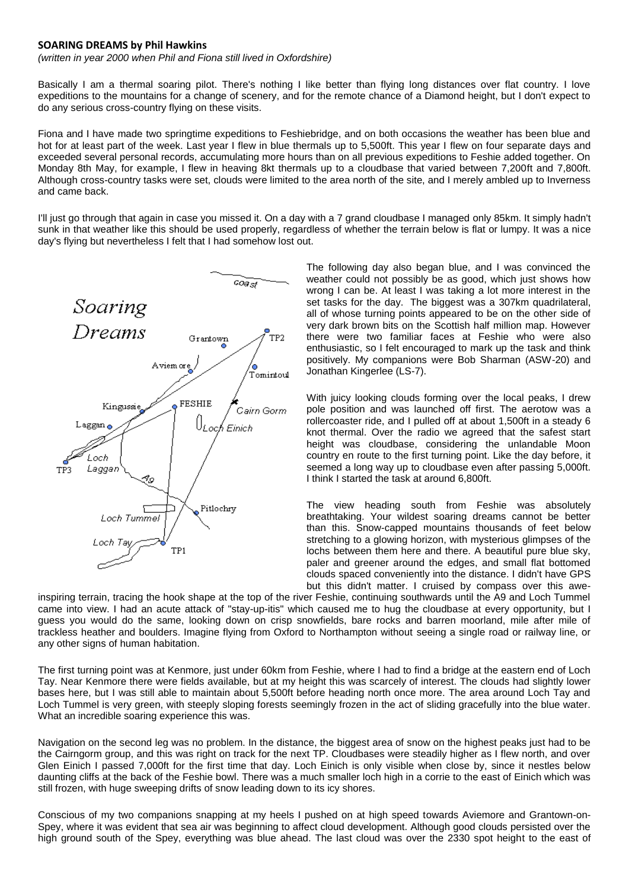**SOARING DREAMS by Phil Hawkins**

*(written in year 2000 when Phil and Fiona still lived in Oxfordshire)*

Basically I am a thermal soaring pilot. There's nothing I like better than flying long distances over flat country. I love expeditions to the mountains for a change of scenery, and for the remote chance of a Diamond height, but I don't expect to do any serious cross-country flying on these visits.

Fiona and I have made two springtime expeditions to Feshiebridge, and on both occasions the weather has been blue and hot for at least part of the week. Last year I flew in blue thermals up to 5,500ft. This year I flew on four separate days and exceeded several personal records, accumulating more hours than on all previous expeditions to Feshie added together. On Monday 8th May, for example, I flew in heaving 8kt thermals up to a cloudbase that varied between 7,200ft and 7,800ft. Although cross-country tasks were set, clouds were limited to the area north of the site, and I merely ambled up to Inverness and came back.

I'll just go through that again in case you missed it. On a day with a 7 grand cloudbase I managed only 85km. It simply hadn't sunk in that weather like this should be used properly, regardless of whether the terrain below is flat or lumpy. It was a nice day's flying but nevertheless I felt that I had somehow lost out.

The following day also began blue, and I was convinced the weather could not possibly be as good, which just shows how wrong I can be. At least I was taking a lot more interest in the set tasks for the day. The biggest was a 307km quadrilateral, all of whose turning points appeared to be on the other side of very dark brown bits on the Scottish half million map. However there were two familiar faces at Feshie who were also enthusiastic, so I felt encouraged to mark up the task and think positively. My companions were Bob Sharman (ASW-20) and Jonathan Kingerlee (LS-7).

With juicy looking clouds forming over the local peaks, I drew pole position and was launched off first. The aerotow was a rollercoaster ride, and I pulled off at about 1,500ft in a steady 6 knot thermal. Over the radio we agreed that the safest start height was cloudbase, considering the unlandable Moon country en route to the first turning point. Like the day before, it seemed a long way up to cloudbase even after passing 5,000ft. I think I started the task at around 6,800ft.

The view heading south from Feshie was absolutely breathtaking. Your wildest soaring dreams cannot be better than this. Snow-capped mountains thousands of feet below stretching to a glowing horizon, with mysterious glimpses of the lochs between them here and there. A beautiful pure blue sky, paler and greener around the edges, and small flat bottomed clouds spaced conveniently into the distance. I didn't have GPS but this didn't matter. I cruised by compass over this awe-inspiring terrain, tracing the hook shape at the top of the river Feshie, continuing southwards until the A9 and Loch Tummel came into view. I had an acute attack of "stay-up-itis" which caused me to hug the cloudbase at every opportunity, but I guess you would do the same, looking down on crisp snowfields, bare rocks and barren moorland, mile after mile of trackless heather and boulders. Imagine flying from Oxford to Northampton without seeing a single road or railway line, or any other signs of human habitation.

The first turning point was at Kenmore, just under 60km from Feshie, where I had to find a bridge at the eastern end of Loch Tay. Near Kenmore there were fields available, but at my height this was scarcely of interest. The clouds had slightly lower bases here, but I was still able to maintain about 5,500ft before heading north once more. The area around Loch Tay and Loch Tummel is very green, with steeply sloping forests seemingly frozen in the act of sliding gracefully into the blue water. What an incredible soaring experience this was.

Navigation on the second leg was no problem. In the distance, the biggest area of snow on the highest peaks just had to be the Cairngorm group, and this was right on track for the next TP. Cloudbases were steadily higher as I flew north, and over Glen Einich I passed 7,000ft for the first time that day. Loch Einich is only visible when close by, since it nestles below daunting cliffs at the back of the Feshie bowl. There was a much smaller loch high in a corrie to the east of Einich which was still frozen, with huge sweeping drifts of snow leading down to its icy shores.

Conscious of my two companions snapping at my heels I pushed on at high speed towards Aviemore and Grantown-on-Spey, where it was evident that sea air was beginning to affect cloud development. Although good clouds persisted over the high ground south of the Spey, everything was blue ahead. The last cloud was over the 2330 spot height to the east of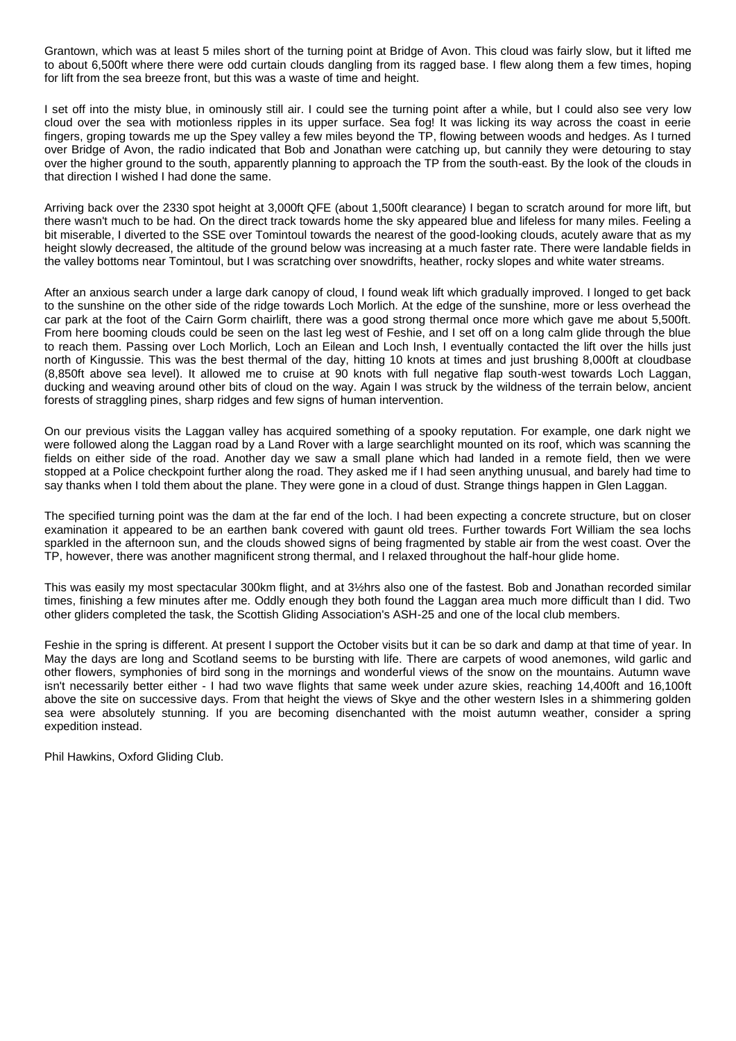Grantown, which was at least 5 miles short of the turning point at Bridge of Avon. This cloud was fairly slow, but it lifted me to about 6,500ft where there were odd curtain clouds dangling from its ragged base. I flew along them a few times, hoping for lift from the sea breeze front, but this was a waste of time and height.

I set off into the misty blue, in ominously still air. I could see the turning point after a while, but I could also see very low cloud over the sea with motionless ripples in its upper surface. Sea fog! It was licking its way across the coast in eerie fingers, groping towards me up the Spey valley a few miles beyond the TP, flowing between woods and hedges. As I turned over Bridge of Avon, the radio indicated that Bob and Jonathan were catching up, but cannily they were detouring to stay over the higher ground to the south, apparently planning to approach the TP from the south-east. By the look of the clouds in that direction I wished I had done the same.

Arriving back over the 2330 spot height at 3,000ft QFE (about 1,500ft clearance) I began to scratch around for more lift, but there wasn't much to be had. On the direct track towards home the sky appeared blue and lifeless for many miles. Feeling a bit miserable, I diverted to the SSE over Tomintoul towards the nearest of the good-looking clouds, acutely aware that as my height slowly decreased, the altitude of the ground below was increasing at a much faster rate. There were landable fields in the valley bottoms near Tomintoul, but I was scratching over snowdrifts, heather, rocky slopes and white water streams.

After an anxious search under a large dark canopy of cloud, I found weak lift which gradually improved. I longed to get back to the sunshine on the other side of the ridge towards Loch Morlich. At the edge of the sunshine, more or less overhead the car park at the foot of the Cairn Gorm chairlift, there was a good strong thermal once more which gave me about 5,500ft. From here booming clouds could be seen on the last leg west of Feshie, and I set off on a long calm glide through the blue to reach them. Passing over Loch Morlich, Loch an Eilean and Loch Insh, I eventually contacted the lift over the hills just north of Kingussie. This was the best thermal of the day, hitting 10 knots at times and just brushing 8,000ft at cloudbase (8,850ft above sea level). It allowed me to cruise at 90 knots with full negative flap south-west towards Loch Laggan, ducking and weaving around other bits of cloud on the way. Again I was struck by the wildness of the terrain below, ancient forests of straggling pines, sharp ridges and few signs of human intervention.

On our previous visits the Laggan valley has acquired something of a spooky reputation. For example, one dark night we were followed along the Laggan road by a Land Rover with a large searchlight mounted on its roof, which was scanning the fields on either side of the road. Another day we saw a small plane which had landed in a remote field, then we were stopped at a Police checkpoint further along the road. They asked me if I had seen anything unusual, and barely had time to say thanks when I told them about the plane. They were gone in a cloud of dust. Strange things happen in Glen Laggan.

The specified turning point was the dam at the far end of the loch. I had been expecting a concrete structure, but on closer examination it appeared to be an earthen bank covered with gaunt old trees. Further towards Fort William the sea lochs sparkled in the afternoon sun, and the clouds showed signs of being fragmented by stable air from the west coast. Over the TP, however, there was another magnificent strong thermal, and I relaxed throughout the half-hour glide home.

This was easily my most spectacular 300km flight, and at 3½hrs also one of the fastest. Bob and Jonathan recorded similar times, finishing a few minutes after me. Oddly enough they both found the Laggan area much more difficult than I did. Two other gliders completed the task, the Scottish Gliding Association's ASH-25 and one of the local club members.

Feshie in the spring is different. At present I support the October visits but it can be so dark and damp at that time of year. In May the days are long and Scotland seems to be bursting with life. There are carpets of wood anemones, wild garlic and other flowers, symphonies of bird song in the mornings and wonderful views of the snow on the mountains. Autumn wave isn't necessarily better either - I had two wave flights that same week under azure skies, reaching 14,400ft and 16,100ft above the site on successive days. From that height the views of Skye and the other western Isles in a shimmering golden sea were absolutely stunning. If you are becoming disenchanted with the moist autumn weather, consider a spring expedition instead.

Phil Hawkins, Oxford Gliding Club.